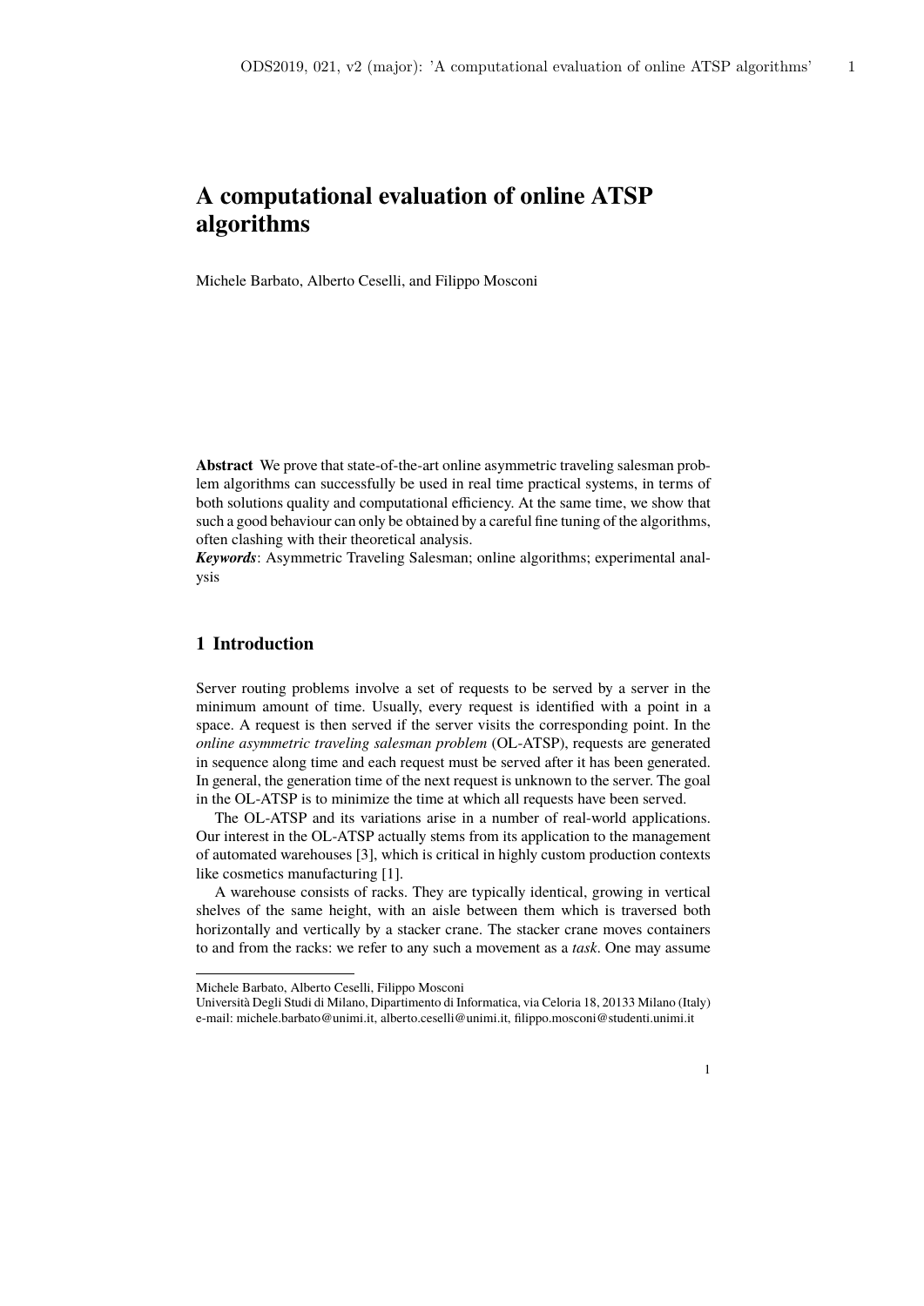# A computational evaluation of online ATSP algorithms

Michele Barbato, Alberto Ceselli, and Filippo Mosconi

**Abstract** We prove that state-of-the-art online asymmetric traveling salesman problem algorithms can successfully be used in real time practical systems, in terms of both solutions quality and computational efficiency. At the same time, we show that such a good behaviour can only be obtained by a careful fine tuning of the algorithms, often clashing with their theoretical analysis.

***Keywords***: Asymmetric Traveling Salesman; online algorithms; experimental analysis

## 1 Introduction

Server routing problems involve a set of requests to be served by a server in the minimum amount of time. Usually, every request is identified with a point in a space. A request is then served if the server visits the corresponding point. In the *online asymmetric traveling salesman problem* (OL-ATSP), requests are generated in sequence along time and each request must be served after it has been generated. In general, the generation time of the next request is unknown to the server. The goal in the OL-ATSP is to minimize the time at which all requests have been served.

The OL-ATSP and its variations arise in a number of real-world applications. Our interest in the OL-ATSP actually stems from its application to the management of automated warehouses [3], which is critical in highly custom production contexts like cosmetics manufacturing [1].

A warehouse consists of racks. They are typically identical, growing in vertical shelves of the same height, with an aisle between them which is traversed both horizontally and vertically by a stacker crane. The stacker crane moves containers to and from the racks: we refer to any such a movement as a *task*. One may assume

---

Michele Barbato, Alberto Ceselli, Filippo Mosconi
Università Degli Studi di Milano, Dipartimento di Informatica, via Celoria 18, 20133 Milano (Italy)
e-mail: michele.barbato@unimi.it, alberto.ceselli@unimi.it, filippo.mosconi@studenti.unimi.it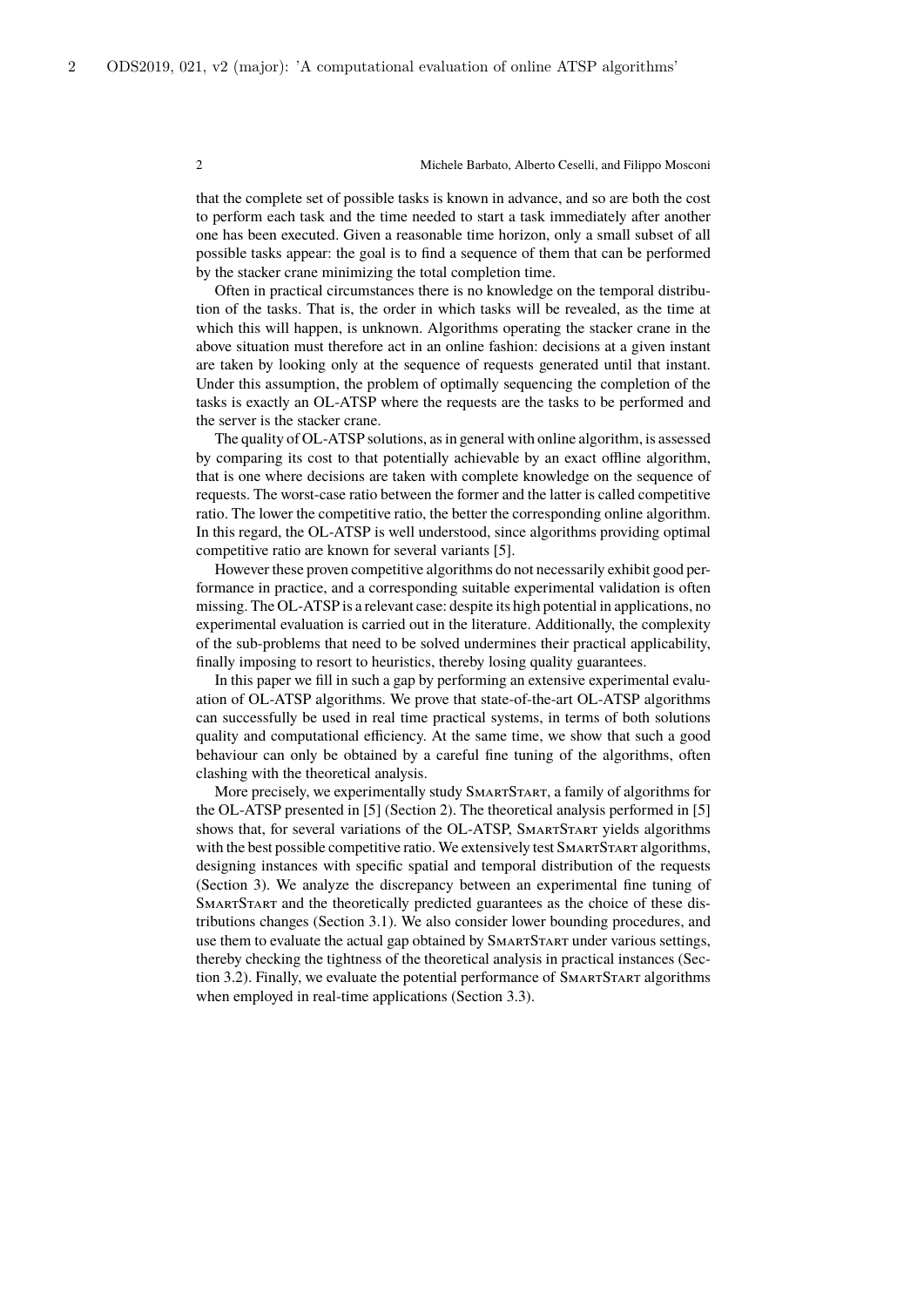that the complete set of possible tasks is known in advance, and so are both the cost to perform each task and the time needed to start a task immediately after another one has been executed. Given a reasonable time horizon, only a small subset of all possible tasks appear: the goal is to find a sequence of them that can be performed by the stacker crane minimizing the total completion time.

Often in practical circumstances there is no knowledge on the temporal distribution of the tasks. That is, the order in which tasks will be revealed, as the time at which this will happen, is unknown. Algorithms operating the stacker crane in the above situation must therefore act in an online fashion: decisions at a given instant are taken by looking only at the sequence of requests generated until that instant. Under this assumption, the problem of optimally sequencing the completion of the tasks is exactly an OL-ATSP where the requests are the tasks to be performed and the server is the stacker crane.

The quality of OL-ATSP solutions, as in general with online algorithm, is assessed by comparing its cost to that potentially achievable by an exact offline algorithm, that is one where decisions are taken with complete knowledge on the sequence of requests. The worst-case ratio between the former and the latter is called competitive ratio. The lower the competitive ratio, the better the corresponding online algorithm. In this regard, the OL-ATSP is well understood, since algorithms providing optimal competitive ratio are known for several variants [5].

However these proven competitive algorithms do not necessarily exhibit good performance in practice, and a corresponding suitable experimental validation is often missing. The OL-ATSP is a relevant case: despite its high potential in applications, no experimental evaluation is carried out in the literature. Additionally, the complexity of the sub-problems that need to be solved undermines their practical applicability, finally imposing to resort to heuristics, thereby losing quality guarantees.

In this paper we fill in such a gap by performing an extensive experimental evaluation of OL-ATSP algorithms. We prove that state-of-the-art OL-ATSP algorithms can successfully be used in real time practical systems, in terms of both solutions quality and computational efficiency. At the same time, we show that such a good behaviour can only be obtained by a careful fine tuning of the algorithms, often clashing with the theoretical analysis.

More precisely, we experimentally study SmartStart, a family of algorithms for the OL-ATSP presented in [5] (Section 2). The theoretical analysis performed in [5] shows that, for several variations of the OL-ATSP, SmartStart yields algorithms with the best possible competitive ratio. We extensively test SmartStart algorithms, designing instances with specific spatial and temporal distribution of the requests (Section 3). We analyze the discrepancy between an experimental fine tuning of SmartStart and the theoretically predicted guarantees as the choice of these distributions changes (Section 3.1). We also consider lower bounding procedures, and use them to evaluate the actual gap obtained by SmartStart under various settings, thereby checking the tightness of the theoretical analysis in practical instances (Section 3.2). Finally, we evaluate the potential performance of SmartStart algorithms when employed in real-time applications (Section 3.3).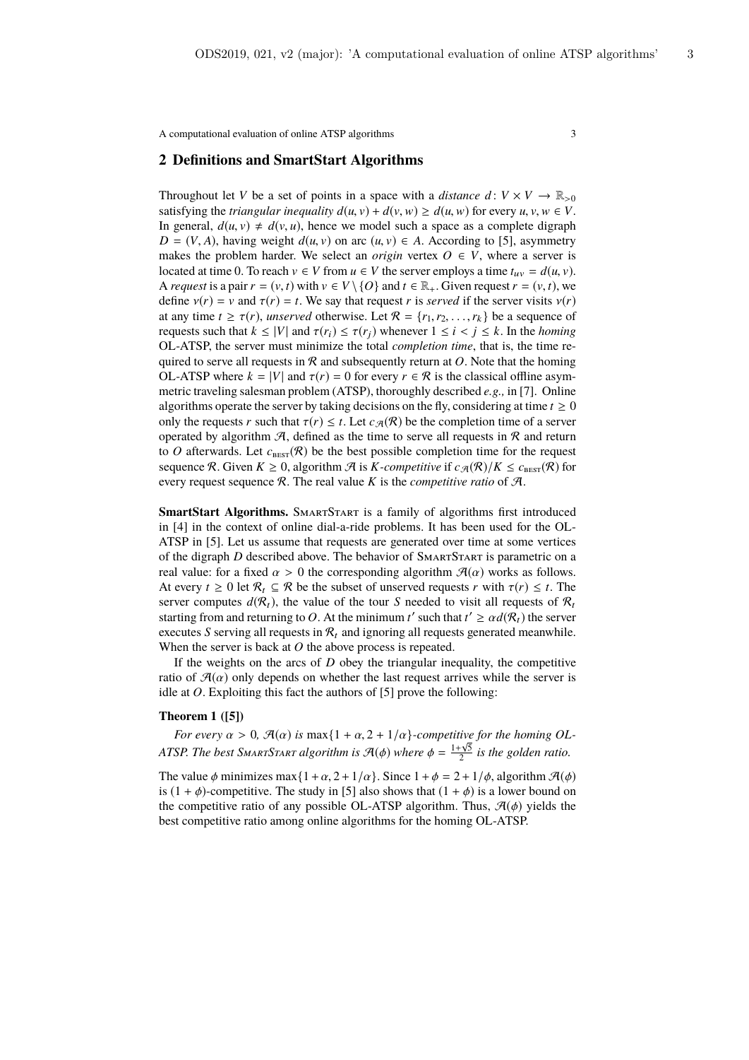## 2 Definitions and SmartStart Algorithms

Throughout let $V$ be a set of points in a space with a *distance* $d\colon V \times V \to \mathbb{R}_{>0}$ satisfying the *triangular inequality* $d(u,v) + d(v,w) \geq d(u,w)$ for every $u, v, w \in V$. In general, $d(u,v) \neq d(v,u)$, hence we model such a space as a complete digraph $D = (V, A)$, having weight $d(u,v)$ on arc $(u,v) \in A$. According to [5], asymmetry makes the problem harder. We select an *origin* vertex $O \in V$, where a server is located at time 0. To reach $v \in V$ from $u \in V$ the server employs a time $t_{uv} = d(u,v)$. A *request* is a pair $r = (v,t)$ with $v \in V \setminus \{O\}$ and $t \in \mathbb{R}_+$. Given request $r = (v,t)$, we define $\nu(r) = v$ and $\tau(r) = t$. We say that request $r$ is *served* if the server visits $\nu(r)$ at any time $t \geq \tau(r)$, *unserved* otherwise. Let $\mathcal{R} = \{r_1, r_2, \ldots, r_k\}$ be a sequence of requests such that $k \leq |V|$ and $\tau(r_i) \leq \tau(r_j)$ whenever $1 \leq i < j \leq k$. In the *homing* OL-ATSP, the server must minimize the total *completion time*, that is, the time required to serve all requests in $\mathcal{R}$ and subsequently return at $O$. Note that the homing OL-ATSP where $k = |V|$ and $\tau(r) = 0$ for every $r \in \mathcal{R}$ is the classical offline asymmetric traveling salesman problem (ATSP), thoroughly described *e.g.,* in [7]. Online algorithms operate the server by taking decisions on the fly, considering at time $t \geq 0$ only the requests $r$ such that $\tau(r) \leq t$. Let $c_{\mathcal{A}}(\mathcal{R})$ be the completion time of a server operated by algorithm $\mathcal{A}$, defined as the time to serve all requests in $\mathcal{R}$ and return to $O$ afterwards. Let $c_{\text{BEST}}(\mathcal{R})$ be the best possible completion time for the request sequence $\mathcal{R}$. Given $K \geq 0$, algorithm $\mathcal{A}$ is *K-competitive* if $c_{\mathcal{A}}(\mathcal{R})/K \leq c_{\text{BEST}}(\mathcal{R})$ for every request sequence $\mathcal{R}$. The real value $K$ is the *competitive ratio* of $\mathcal{A}$.

**SmartStart Algorithms.** SmartStart is a family of algorithms first introduced in [4] in the context of online dial-a-ride problems. It has been used for the OL-ATSP in [5]. Let us assume that requests are generated over time at some vertices of the digraph $D$ described above. The behavior of SmartStart is parametric on a real value: for a fixed $\alpha > 0$ the corresponding algorithm $\mathcal{A}(\alpha)$ works as follows. At every $t \geq 0$ let $\mathcal{R}_t \subseteq \mathcal{R}$ be the subset of unserved requests $r$ with $\tau(r) \leq t$. The server computes $d(\mathcal{R}_t)$, the value of the tour $S$ needed to visit all requests of $\mathcal{R}_t$ starting from and returning to $O$. At the minimum $t'$ such that $t' \geq \alpha d(\mathcal{R}_t)$ the server executes $S$ serving all requests in $\mathcal{R}_t$ and ignoring all requests generated meanwhile. When the server is back at $O$ the above process is repeated.

If the weights on the arcs of $D$ obey the triangular inequality, the competitive ratio of $\mathcal{A}(\alpha)$ only depends on whether the last request arrives while the server is idle at $O$. Exploiting this fact the authors of [5] prove the following:

**Theorem 1 ([5])**

*For every $\alpha > 0$, $\mathcal{A}(\alpha)$ is $\max\{1+\alpha, 2+1/\alpha\}$-competitive for the homing OL-ATSP. The best SmartStart algorithm is $\mathcal{A}(\phi)$ where $\phi = \frac{1+\sqrt{5}}{2}$ is the golden ratio.*

The value $\phi$ minimizes $\max\{1+\alpha, 2+1/\alpha\}$. Since $1+\phi = 2+1/\phi$, algorithm $\mathcal{A}(\phi)$ is $(1+\phi)$-competitive. The study in [5] also shows that $(1+\phi)$ is a lower bound on the competitive ratio of any possible OL-ATSP algorithm. Thus, $\mathcal{A}(\phi)$ yields the best competitive ratio among online algorithms for the homing OL-ATSP.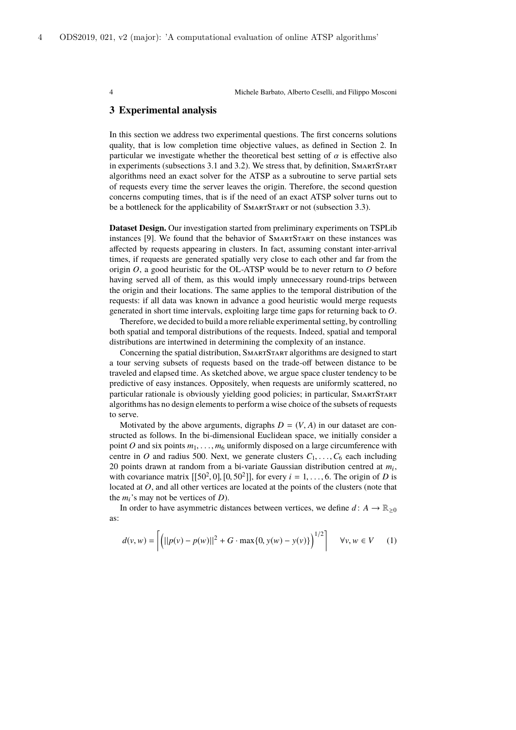## 3 Experimental analysis

In this section we address two experimental questions. The first concerns solutions quality, that is low completion time objective values, as defined in Section 2. In particular we investigate whether the theoretical best setting of $\alpha$ is effective also in experiments (subsections 3.1 and 3.2). We stress that, by definition, SmartStart algorithms need an exact solver for the ATSP as a subroutine to serve partial sets of requests every time the server leaves the origin. Therefore, the second question concerns computing times, that is if the need of an exact ATSP solver turns out to be a bottleneck for the applicability of SmartStart or not (subsection 3.3).

**Dataset Design.** Our investigation started from preliminary experiments on TSPLib instances [9]. We found that the behavior of SmartStart on these instances was affected by requests appearing in clusters. In fact, assuming constant inter-arrival times, if requests are generated spatially very close to each other and far from the origin $O$, a good heuristic for the OL-ATSP would be to never return to $O$ before having served all of them, as this would imply unnecessary round-trips between the origin and their locations. The same applies to the temporal distribution of the requests: if all data was known in advance a good heuristic would merge requests generated in short time intervals, exploiting large time gaps for returning back to $O$.

Therefore, we decided to build a more reliable experimental setting, by controlling both spatial and temporal distributions of the requests. Indeed, spatial and temporal distributions are intertwined in determining the complexity of an instance.

Concerning the spatial distribution, SmartStart algorithms are designed to start a tour serving subsets of requests based on the trade-off between distance to be traveled and elapsed time. As sketched above, we argue space cluster tendency to be predictive of easy instances. Oppositely, when requests are uniformly scattered, no particular rationale is obviously yielding good policies; in particular, SmartStart algorithms has no design elements to perform a wise choice of the subsets of requests to serve.

Motivated by the above arguments, digraphs $D = (V, A)$ in our dataset are constructed as follows. In the bi-dimensional Euclidean space, we initially consider a point $O$ and six points $m_1, \ldots, m_6$ uniformly disposed on a large circumference with centre in $O$ and radius 500. Next, we generate clusters $C_1, \ldots, C_6$ each including 20 points drawn at random from a bi-variate Gaussian distribution centred at $m_i$, with covariance matrix $[[50^2, 0], [0, 50^2]]$, for every $i = 1, \ldots, 6$. The origin of $D$ is located at $O$, and all other vertices are located at the points of the clusters (note that the $m_i$'s may not be vertices of $D$).

In order to have asymmetric distances between vertices, we define $d\colon A \to \mathbb{R}_{\geq 0}$ as:

$$d(v, w) = \left\lceil \left( ||p(v) - p(w)||^2 + G \cdot \max\{0, y(w) - y(v)\} \right)^{1/2} \right\rceil \quad \forall v, w \in V \qquad (1)$$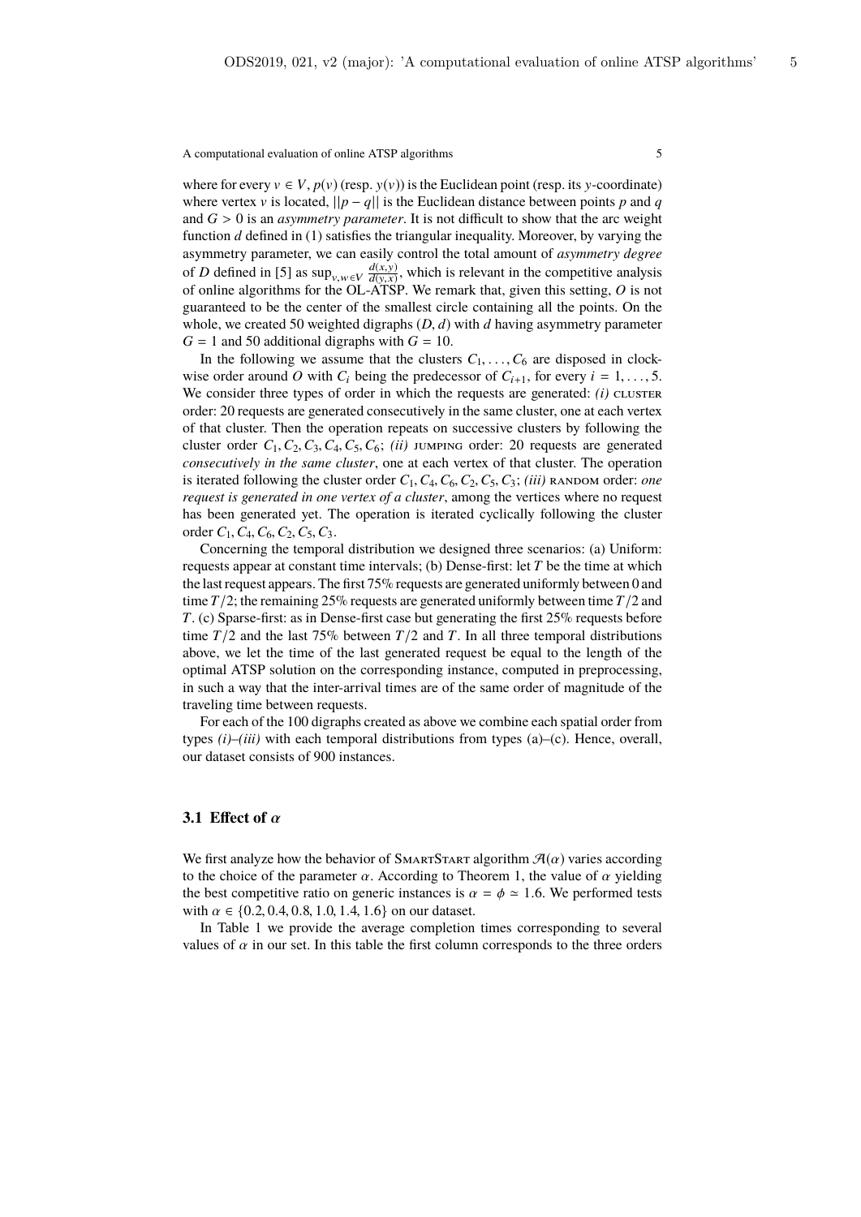where for every $v \in V$, $p(v)$ (resp. $y(v)$) is the Euclidean point (resp. its $y$-coordinate) where vertex $v$ is located, $||p - q||$ is the Euclidean distance between points $p$ and $q$ and $G > 0$ is an *asymmetry parameter*. It is not difficult to show that the arc weight function $d$ defined in (1) satisfies the triangular inequality. Moreover, by varying the asymmetry parameter, we can easily control the total amount of *asymmetry degree* of $D$ defined in [5] as $\sup_{v,w \in V} \frac{d(x,y)}{d(y,x)}$, which is relevant in the competitive analysis of online algorithms for the OL-ATSP. We remark that, given this setting, $O$ is not guaranteed to be the center of the smallest circle containing all the points. On the whole, we created 50 weighted digraphs $(D, d)$ with $d$ having asymmetry parameter $G = 1$ and 50 additional digraphs with $G = 10$.

In the following we assume that the clusters $C_1, \ldots, C_6$ are disposed in clockwise order around $O$ with $C_i$ being the predecessor of $C_{i+1}$, for every $i = 1, \ldots, 5$. We consider three types of order in which the requests are generated: *(i)* CLUSTER order: 20 requests are generated consecutively in the same cluster, one at each vertex of that cluster. Then the operation repeats on successive clusters by following the cluster order $C_1, C_2, C_3, C_4, C_5, C_6$; *(ii)* JUMPING order: 20 requests are generated *consecutively in the same cluster*, one at each vertex of that cluster. The operation is iterated following the cluster order $C_1, C_4, C_6, C_2, C_5, C_3$; *(iii)* RANDOM order: *one request is generated in one vertex of a cluster*, among the vertices where no request has been generated yet. The operation is iterated cyclically following the cluster order $C_1, C_4, C_6, C_2, C_5, C_3$.

Concerning the temporal distribution we designed three scenarios: (a) Uniform: requests appear at constant time intervals; (b) Dense-first: let $T$ be the time at which the last request appears. The first 75% requests are generated uniformly between 0 and time $T/2$; the remaining 25% requests are generated uniformly between time $T/2$ and $T$. (c) Sparse-first: as in Dense-first case but generating the first 25% requests before time $T/2$ and the last 75% between $T/2$ and $T$. In all three temporal distributions above, we let the time of the last generated request be equal to the length of the optimal ATSP solution on the corresponding instance, computed in preprocessing, in such a way that the inter-arrival times are of the same order of magnitude of the traveling time between requests.

For each of the 100 digraphs created as above we combine each spatial order from types *(i)*–*(iii)* with each temporal distributions from types (a)–(c). Hence, overall, our dataset consists of 900 instances.

### 3.1 Effect of $\alpha$

We first analyze how the behavior of SMARTSTART algorithm $\mathcal{A}(\alpha)$ varies according to the choice of the parameter $\alpha$. According to Theorem 1, the value of $\alpha$ yielding the best competitive ratio on generic instances is $\alpha = \phi \simeq 1.6$. We performed tests with $\alpha \in \{0.2, 0.4, 0.8, 1.0, 1.4, 1.6\}$ on our dataset.

In Table 1 we provide the average completion times corresponding to several values of $\alpha$ in our set. In this table the first column corresponds to the three orders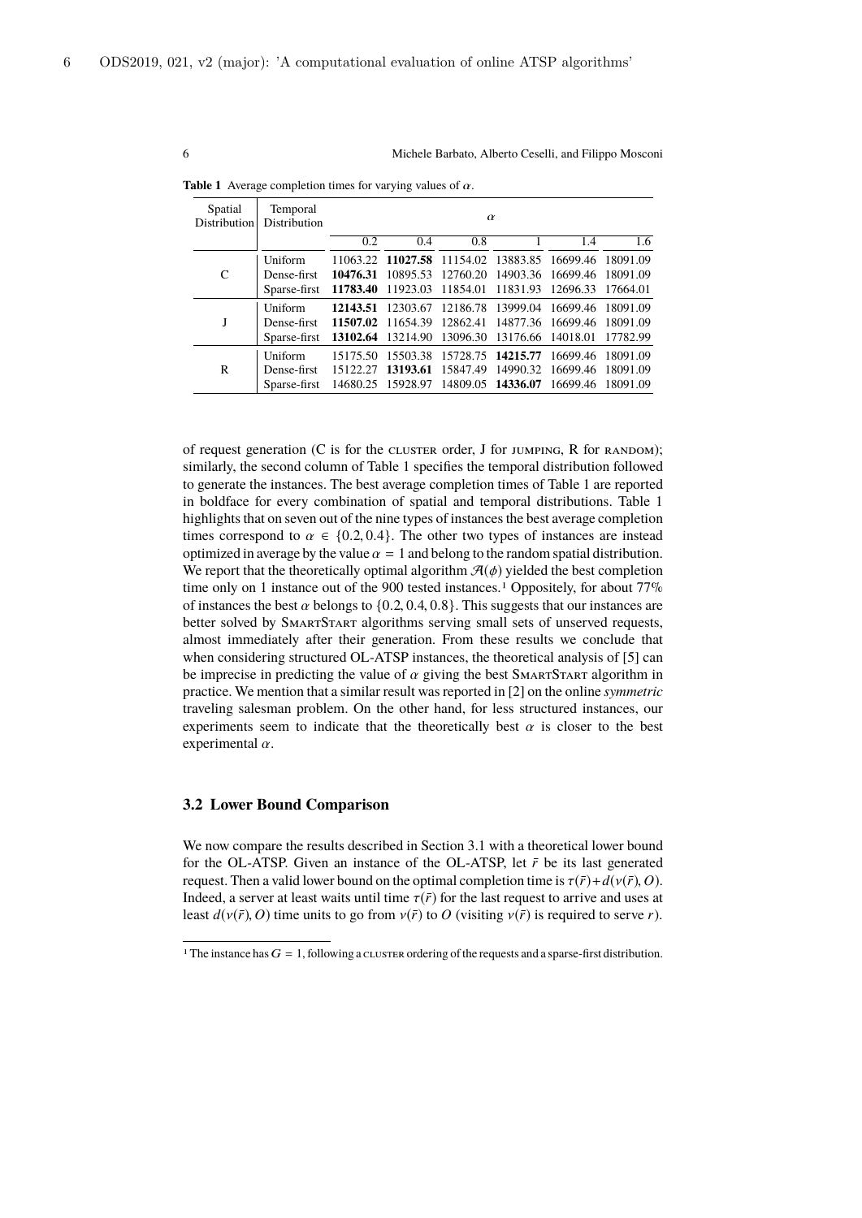**Table 1** Average completion times for varying values of $\alpha$.

| Spatial Distribution | Temporal Distribution | $\alpha$ | | | | | |
|---|---|---|---|---|---|---|---|
| | | 0.2 | 0.4 | 0.8 | 1 | 1.4 | 1.6 |
| C | Uniform | 11063.22 | **11027.58** | 11154.02 | 13883.85 | 16699.46 | 18091.09 |
| | Dense-first | **10476.31** | 10895.53 | 12760.20 | 14903.36 | 16699.46 | 18091.09 |
| | Sparse-first | **11783.40** | 11923.03 | 11854.01 | 11831.93 | 12696.33 | 17664.01 |
| J | Uniform | **12143.51** | 12303.67 | 12186.78 | 13999.04 | 16699.46 | 18091.09 |
| | Dense-first | **11507.02** | 11654.39 | 12862.41 | 14877.36 | 16699.46 | 18091.09 |
| | Sparse-first | **13102.64** | 13214.90 | 13096.30 | 13176.66 | 14018.01 | 17782.99 |
| R | Uniform | 15175.50 | 15503.38 | 15728.75 | **14215.77** | 16699.46 | 18091.09 |
| | Dense-first | 15122.27 | **13193.61** | 15847.49 | 14990.32 | 16699.46 | 18091.09 |
| | Sparse-first | 14680.25 | 15928.97 | 14809.05 | **14336.07** | 16699.46 | 18091.09 |

of request generation (C is for the CLUSTER order, J for JUMPING, R for RANDOM); similarly, the second column of Table 1 specifies the temporal distribution followed to generate the instances. The best average completion times of Table 1 are reported in boldface for every combination of spatial and temporal distributions. Table 1 highlights that on seven out of the nine types of instances the best average completion times correspond to $\alpha \in \{0.2, 0.4\}$. The other two types of instances are instead optimized in average by the value $\alpha = 1$ and belong to the random spatial distribution. We report that the theoretically optimal algorithm $\mathcal{A}(\phi)$ yielded the best completion time only on 1 instance out of the 900 tested instances.[1] Oppositely, for about 77% of instances the best $\alpha$ belongs to $\{0.2, 0.4, 0.8\}$. This suggests that our instances are better solved by SMARTSTART algorithms serving small sets of unserved requests, almost immediately after their generation. From these results we conclude that when considering structured OL-ATSP instances, the theoretical analysis of [5] can be imprecise in predicting the value of $\alpha$ giving the best SMARTSTART algorithm in practice. We mention that a similar result was reported in [2] on the online *symmetric* traveling salesman problem. On the other hand, for less structured instances, our experiments seem to indicate that the theoretically best $\alpha$ is closer to the best experimental $\alpha$.

### 3.2 Lower Bound Comparison

We now compare the results described in Section 3.1 with a theoretical lower bound for the OL-ATSP. Given an instance of the OL-ATSP, let $\bar{r}$ be its last generated request. Then a valid lower bound on the optimal completion time is $\tau(\bar{r}) + d(\nu(\bar{r}), O)$. Indeed, a server at least waits until time $\tau(\bar{r})$ for the last request to arrive and uses at least $d(\nu(\bar{r}), O)$ time units to go from $\nu(\bar{r})$ to $O$ (visiting $\nu(\bar{r})$ is required to serve $r$).

[1] The instance has $G = 1$, following a CLUSTER ordering of the requests and a sparse-first distribution.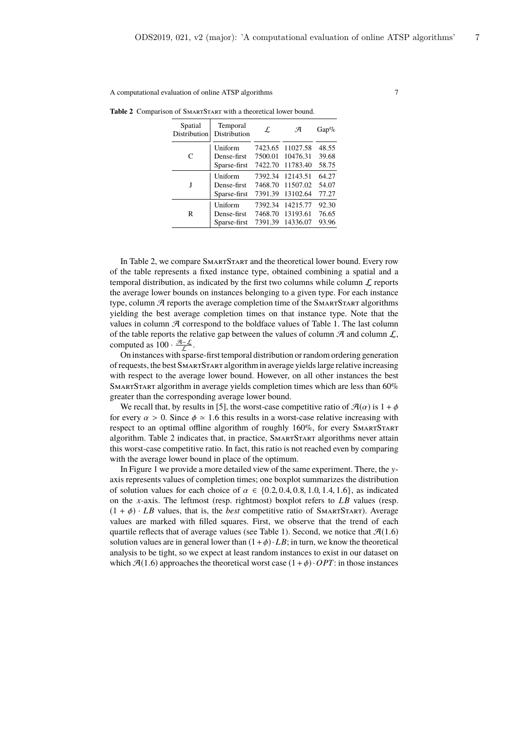**Table 2** Comparison of SmartStart with a theoretical lower bound.

| Spatial Distribution | Temporal Distribution | $\mathcal{L}$ | $\mathcal{A}$ | Gap% |
|---|---|---|---|---|
| C | Uniform | 7423.65 | 11027.58 | 48.55 |
| | Dense-first | 7500.01 | 10476.31 | 39.68 |
| | Sparse-first | 7422.70 | 11783.40 | 58.75 |
| J | Uniform | 7392.34 | 12143.51 | 64.27 |
| | Dense-first | 7468.70 | 11507.02 | 54.07 |
| | Sparse-first | 7391.39 | 13102.64 | 77.27 |
| R | Uniform | 7392.34 | 14215.77 | 92.30 |
| | Dense-first | 7468.70 | 13193.61 | 76.65 |
| | Sparse-first | 7391.39 | 14336.07 | 93.96 |

In Table 2, we compare SmartStart and the theoretical lower bound. Every row of the table represents a fixed instance type, obtained combining a spatial and a temporal distribution, as indicated by the first two columns while column $\mathcal{L}$ reports the average lower bounds on instances belonging to a given type. For each instance type, column $\mathcal{A}$ reports the average completion time of the SmartStart algorithms yielding the best average completion times on that instance type. Note that the values in column $\mathcal{A}$ correspond to the boldface values of Table 1. The last column of the table reports the relative gap between the values of column $\mathcal{A}$ and column $\mathcal{L}$, computed as $100 \cdot \frac{\mathcal{A}-\mathcal{L}}{\mathcal{L}}$.

On instances with sparse-first temporal distribution or random ordering generation of requests, the best SmartStart algorithm in average yields large relative increasing with respect to the average lower bound. However, on all other instances the best SmartStart algorithm in average yields completion times which are less than 60% greater than the corresponding average lower bound.

We recall that, by results in [5], the worst-case competitive ratio of $\mathcal{A}(\alpha)$ is $1 + \phi$ for every $\alpha > 0$. Since $\phi \simeq 1.6$ this results in a worst-case relative increasing with respect to an optimal offline algorithm of roughly 160%, for every SmartStart algorithm. Table 2 indicates that, in practice, SmartStart algorithms never attain this worst-case competitive ratio. In fact, this ratio is not reached even by comparing with the average lower bound in place of the optimum.

In Figure 1 we provide a more detailed view of the same experiment. There, the $y$-axis represents values of completion times; one boxplot summarizes the distribution of solution values for each choice of $\alpha \in \{0.2, 0.4, 0.8, 1.0, 1.4, 1.6\}$, as indicated on the $x$-axis. The leftmost (resp. rightmost) boxplot refers to $LB$ values (resp. $(1 + \phi) \cdot LB$ values, that is, the *best* competitive ratio of SmartStart). Average values are marked with filled squares. First, we observe that the trend of each quartile reflects that of average values (see Table 1). Second, we notice that $\mathcal{A}(1.6)$ solution values are in general lower than $(1+\phi)\cdot LB$; in turn, we know the theoretical analysis to be tight, so we expect at least random instances to exist in our dataset on which $\mathcal{A}(1.6)$ approaches the theoretical worst case $(1+\phi)\cdot OPT$: in those instances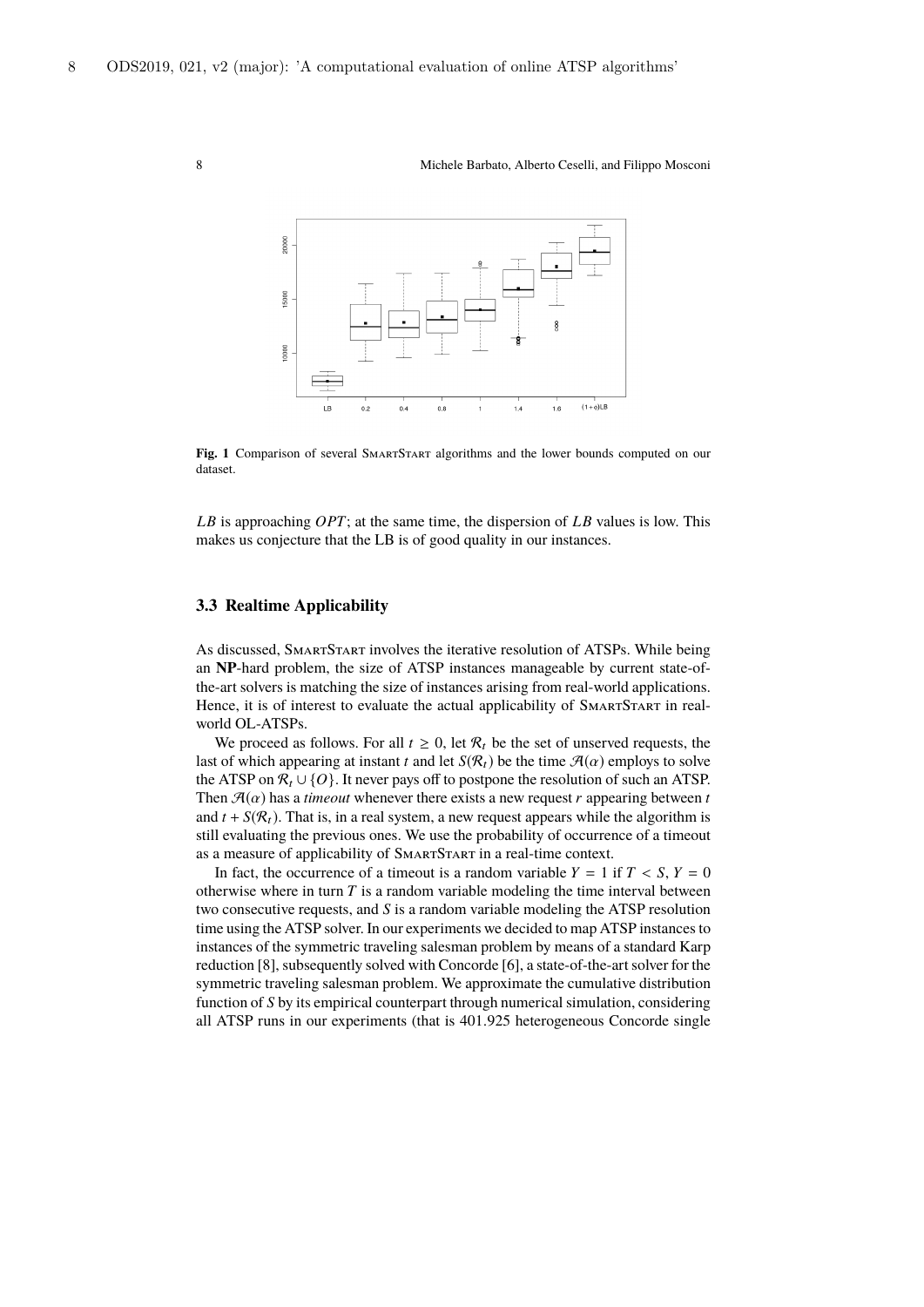**Fig. 1** Comparison of several SmartStart algorithms and the lower bounds computed on our dataset.

$LB$ is approaching $OPT$; at the same time, the dispersion of $LB$ values is low. This makes us conjecture that the LB is of good quality in our instances.

### 3.3 Realtime Applicability

As discussed, SmartStart involves the iterative resolution of ATSPs. While being an **NP**-hard problem, the size of ATSP instances manageable by current state-of-the-art solvers is matching the size of instances arising from real-world applications. Hence, it is of interest to evaluate the actual applicability of SmartStart in real-world OL-ATSPs.

We proceed as follows. For all $t \geq 0$, let $\mathcal{R}_t$ be the set of unserved requests, the last of which appearing at instant $t$ and let $S(\mathcal{R}_t)$ be the time $\mathcal{A}(\alpha)$ employs to solve the ATSP on $\mathcal{R}_t \cup \{O\}$. It never pays off to postpone the resolution of such an ATSP. Then $\mathcal{A}(\alpha)$ has a *timeout* whenever there exists a new request $r$ appearing between $t$ and $t + S(\mathcal{R}_t)$. That is, in a real system, a new request appears while the algorithm is still evaluating the previous ones. We use the probability of occurrence of a timeout as a measure of applicability of SmartStart in a real-time context.

In fact, the occurrence of a timeout is a random variable $Y = 1$ if $T < S$, $Y = 0$ otherwise where in turn $T$ is a random variable modeling the time interval between two consecutive requests, and $S$ is a random variable modeling the ATSP resolution time using the ATSP solver. In our experiments we decided to map ATSP instances to instances of the symmetric traveling salesman problem by means of a standard Karp reduction [8], subsequently solved with Concorde [6], a state-of-the-art solver for the symmetric traveling salesman problem. We approximate the cumulative distribution function of $S$ by its empirical counterpart through numerical simulation, considering all ATSP runs in our experiments (that is 401.925 heterogeneous Concorde single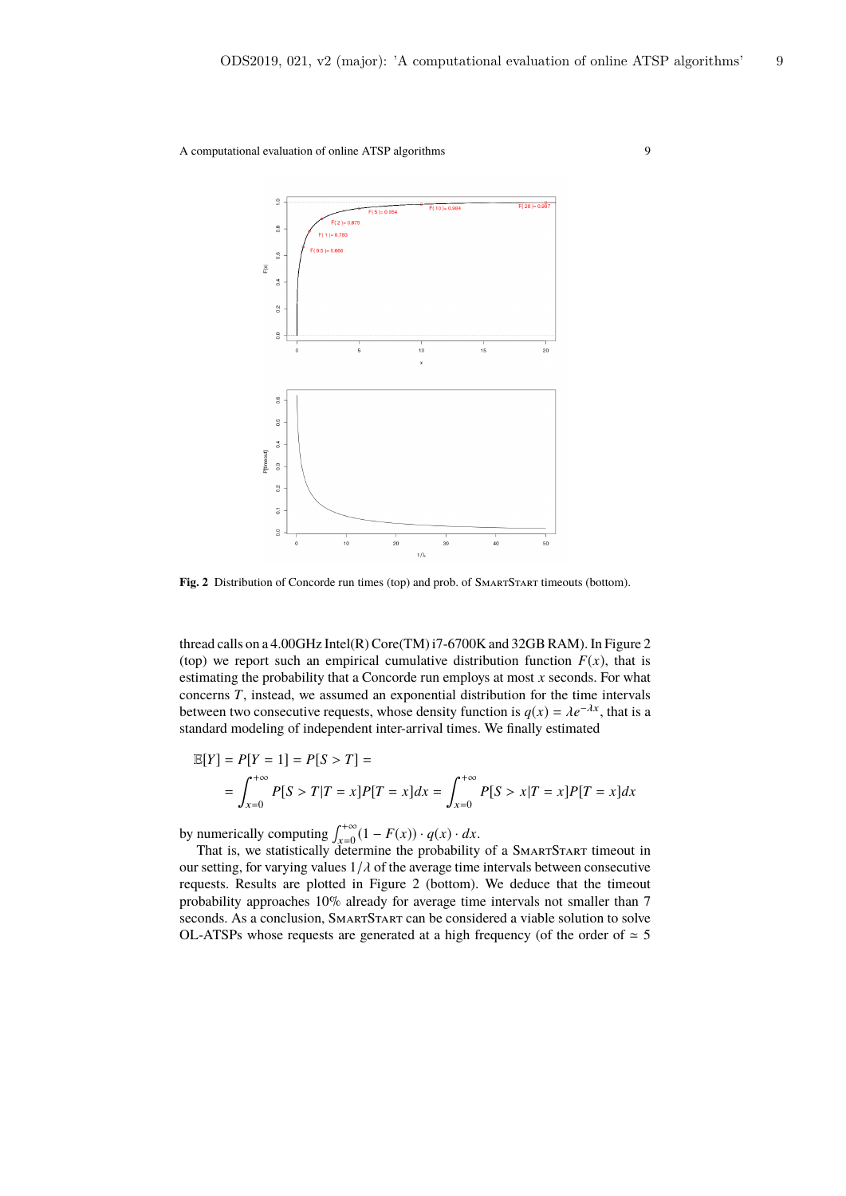**Fig. 2** Distribution of Concorde run times (top) and prob. of SmartStart timeouts (bottom).

thread calls on a 4.00GHz Intel(R) Core(TM) i7-6700K and 32GB RAM). In Figure 2 (top) we report such an empirical cumulative distribution function $F(x)$, that is estimating the probability that a Concorde run employs at most $x$ seconds. For what concerns $T$, instead, we assumed an exponential distribution for the time intervals between two consecutive requests, whose density function is $q(x) = \lambda e^{-\lambda x}$, that is a standard modeling of independent inter-arrival times. We finally estimated

$$
\mathbb{E}[Y] = P[Y = 1] = P[S > T] =
$$
$$
= \int_{x=0}^{+\infty} P[S > T | T = x] P[T = x] dx = \int_{x=0}^{+\infty} P[S > x | T = x] P[T = x] dx
$$

by numerically computing $\int_{x=0}^{+\infty} (1 - F(x)) \cdot q(x) \cdot dx$.

That is, we statistically determine the probability of a SmartStart timeout in our setting, for varying values $1/\lambda$ of the average time intervals between consecutive requests. Results are plotted in Figure 2 (bottom). We deduce that the timeout probability approaches 10% already for average time intervals not smaller than 7 seconds. As a conclusion, SmartStart can be considered a viable solution to solve OL-ATSPs whose requests are generated at a high frequency (of the order of $\simeq 5$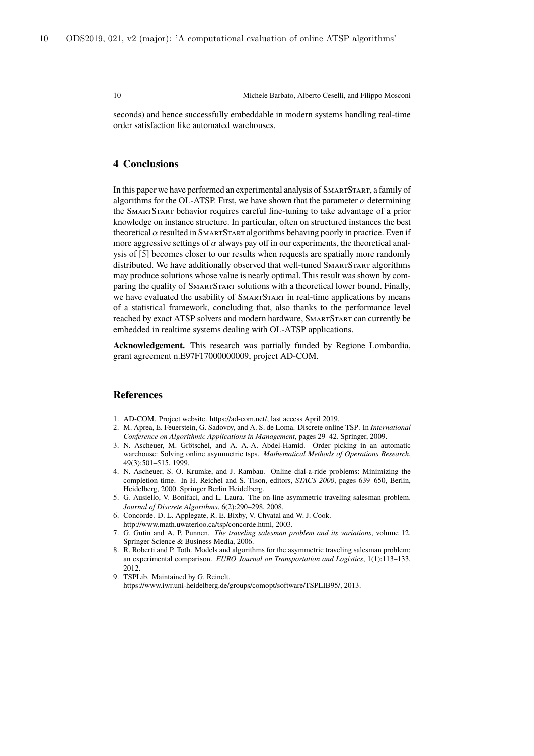seconds) and hence successfully embeddable in modern systems handling real-time order satisfaction like automated warehouses.

## 4 Conclusions

In this paper we have performed an experimental analysis of SmartStart, a family of algorithms for the OL-ATSP. First, we have shown that the parameter $\alpha$ determining the SmartStart behavior requires careful fine-tuning to take advantage of a prior knowledge on instance structure. In particular, often on structured instances the best theoretical $\alpha$ resulted in SmartStart algorithms behaving poorly in practice. Even if more aggressive settings of $\alpha$ always pay off in our experiments, the theoretical analysis of [5] becomes closer to our results when requests are spatially more randomly distributed. We have additionally observed that well-tuned SmartStart algorithms may produce solutions whose value is nearly optimal. This result was shown by comparing the quality of SmartStart solutions with a theoretical lower bound. Finally, we have evaluated the usability of SmartStart in real-time applications by means of a statistical framework, concluding that, also thanks to the performance level reached by exact ATSP solvers and modern hardware, SmartStart can currently be embedded in realtime systems dealing with OL-ATSP applications.

**Acknowledgement.** This research was partially funded by Regione Lombardia, grant agreement n.E97F17000000009, project AD-COM.

## References

1. AD-COM. Project website. https://ad-com.net/, last access April 2019.
2. M. Aprea, E. Feuerstein, G. Sadovoy, and A. S. de Loma. Discrete online TSP. In *International Conference on Algorithmic Applications in Management*, pages 29–42. Springer, 2009.
3. N. Ascheuer, M. Grötschel, and A. A.-A. Abdel-Hamid. Order picking in an automatic warehouse: Solving online asymmetric tsps. *Mathematical Methods of Operations Research*, 49(3):501–515, 1999.
4. N. Ascheuer, S. O. Krumke, and J. Rambau. Online dial-a-ride problems: Minimizing the completion time. In H. Reichel and S. Tison, editors, *STACS 2000*, pages 639–650, Berlin, Heidelberg, 2000. Springer Berlin Heidelberg.
5. G. Ausiello, V. Bonifaci, and L. Laura. The on-line asymmetric traveling salesman problem. *Journal of Discrete Algorithms*, 6(2):290–298, 2008.
6. Concorde. D. L. Applegate, R. E. Bixby, V. Chvatal and W. J. Cook. http://www.math.uwaterloo.ca/tsp/concorde.html, 2003.
7. G. Gutin and A. P. Punnen. *The traveling salesman problem and its variations*, volume 12. Springer Science & Business Media, 2006.
8. R. Roberti and P. Toth. Models and algorithms for the asymmetric traveling salesman problem: an experimental comparison. *EURO Journal on Transportation and Logistics*, 1(1):113–133, 2012.
9. TSPLib. Maintained by G. Reinelt. https://www.iwr.uni-heidelberg.de/groups/comopt/software/TSPLIB95/, 2013.